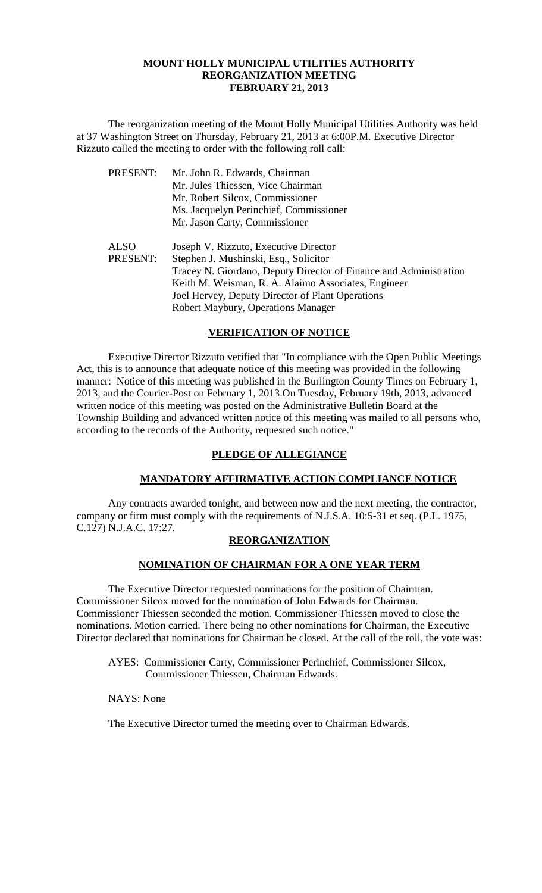# MOUNT HOLLY MUNICIPAL UTILITIES AUTHORITY
## REORGANIZATION MEETING
## FEBRUARY 21, 2013

The reorganization meeting of the Mount Holly Municipal Utilities Authority was held at 37 Washington Street on Thursday, February 21, 2013 at 6:00P.M. Executive Director Rizzuto called the meeting to order with the following roll call:

PRESENT: Mr. John R. Edwards, Chairman
Mr. Jules Thiessen, Vice Chairman
Mr. Robert Silcox, Commissioner
Ms. Jacquelyn Perinchief, Commissioner
Mr. Jason Carty, Commissioner

ALSO PRESENT: Joseph V. Rizzuto, Executive Director
Stephen J. Mushinski, Esq., Solicitor
Tracey N. Giordano, Deputy Director of Finance and Administration
Keith M. Weisman, R. A. Alaimo Associates, Engineer
Joel Hervey, Deputy Director of Plant Operations
Robert Maybury, Operations Manager

## VERIFICATION OF NOTICE

Executive Director Rizzuto verified that "In compliance with the Open Public Meetings Act, this is to announce that adequate notice of this meeting was provided in the following manner: Notice of this meeting was published in the Burlington County Times on February 1, 2013, and the Courier-Post on February 1, 2013.On Tuesday, February 19th, 2013, advanced written notice of this meeting was posted on the Administrative Bulletin Board at the Township Building and advanced written notice of this meeting was mailed to all persons who, according to the records of the Authority, requested such notice."

## PLEDGE OF ALLEGIANCE

## MANDATORY AFFIRMATIVE ACTION COMPLIANCE NOTICE

Any contracts awarded tonight, and between now and the next meeting, the contractor, company or firm must comply with the requirements of N.J.S.A. 10:5-31 et seq. (P.L. 1975, C.127) N.J.A.C. 17:27.

## REORGANIZATION

## NOMINATION OF CHAIRMAN FOR A ONE YEAR TERM

The Executive Director requested nominations for the position of Chairman. Commissioner Silcox moved for the nomination of John Edwards for Chairman. Commissioner Thiessen seconded the motion. Commissioner Thiessen moved to close the nominations. Motion carried. There being no other nominations for Chairman, the Executive Director declared that nominations for Chairman be closed. At the call of the roll, the vote was:

AYES: Commissioner Carty, Commissioner Perinchief, Commissioner Silcox, Commissioner Thiessen, Chairman Edwards.

NAYS: None

The Executive Director turned the meeting over to Chairman Edwards.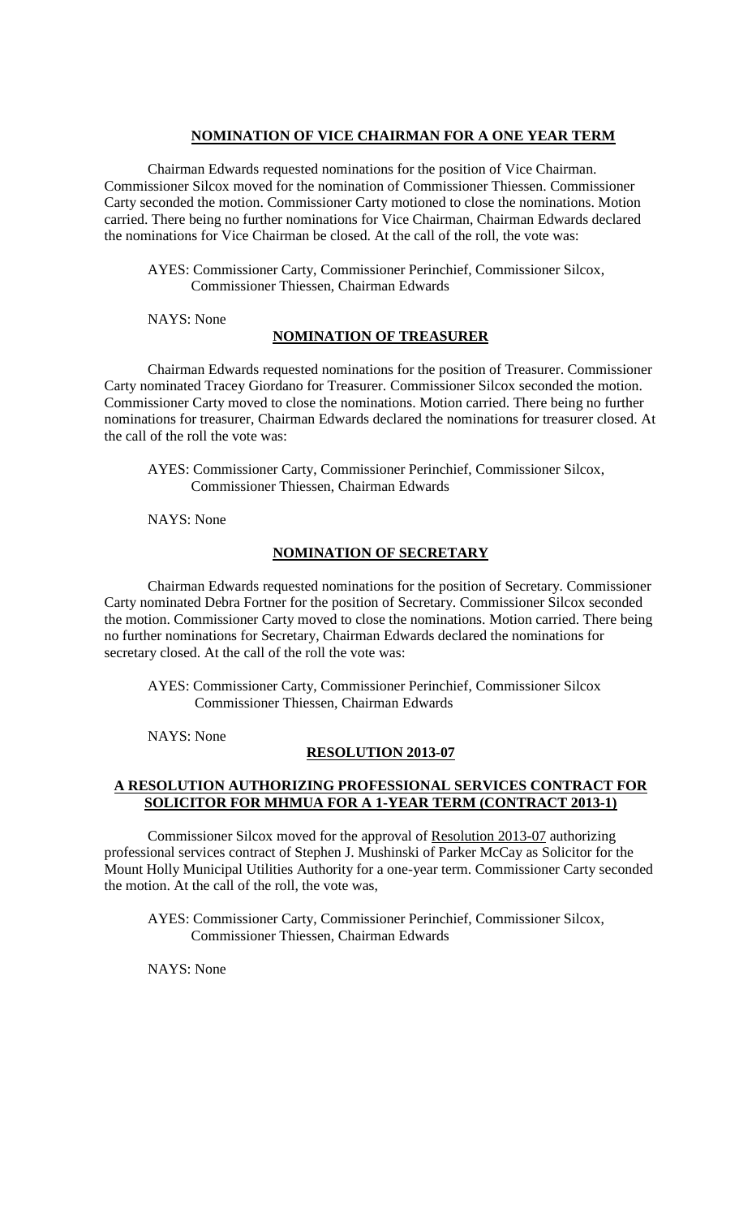## **NOMINATION OF VICE CHAIRMAN FOR A ONE YEAR TERM**

Chairman Edwards requested nominations for the position of Vice Chairman. Commissioner Silcox moved for the nomination of Commissioner Thiessen. Commissioner Carty seconded the motion. Commissioner Carty motioned to close the nominations. Motion carried. There being no further nominations for Vice Chairman, Chairman Edwards declared the nominations for Vice Chairman be closed. At the call of the roll, the vote was:

AYES: Commissioner Carty, Commissioner Perinchief, Commissioner Silcox, Commissioner Thiessen, Chairman Edwards

NAYS: None

## **NOMINATION OF TREASURER**

Chairman Edwards requested nominations for the position of Treasurer. Commissioner Carty nominated Tracey Giordano for Treasurer. Commissioner Silcox seconded the motion. Commissioner Carty moved to close the nominations. Motion carried. There being no further nominations for treasurer, Chairman Edwards declared the nominations for treasurer closed. At the call of the roll the vote was:

AYES: Commissioner Carty, Commissioner Perinchief, Commissioner Silcox, Commissioner Thiessen, Chairman Edwards

NAYS: None

## **NOMINATION OF SECRETARY**

Chairman Edwards requested nominations for the position of Secretary. Commissioner Carty nominated Debra Fortner for the position of Secretary. Commissioner Silcox seconded the motion. Commissioner Carty moved to close the nominations. Motion carried. There being no further nominations for Secretary, Chairman Edwards declared the nominations for secretary closed. At the call of the roll the vote was:

AYES: Commissioner Carty, Commissioner Perinchief, Commissioner Silcox Commissioner Thiessen, Chairman Edwards

NAYS: None

## **RESOLUTION 2013-07**

## **A RESOLUTION AUTHORIZING PROFESSIONAL SERVICES CONTRACT FOR SOLICITOR FOR MHMUA FOR A 1-YEAR TERM (CONTRACT 2013-1)**

Commissioner Silcox moved for the approval of Resolution 2013-07 authorizing professional services contract of Stephen J. Mushinski of Parker McCay as Solicitor for the Mount Holly Municipal Utilities Authority for a one-year term. Commissioner Carty seconded the motion. At the call of the roll, the vote was,

AYES: Commissioner Carty, Commissioner Perinchief, Commissioner Silcox, Commissioner Thiessen, Chairman Edwards

NAYS: None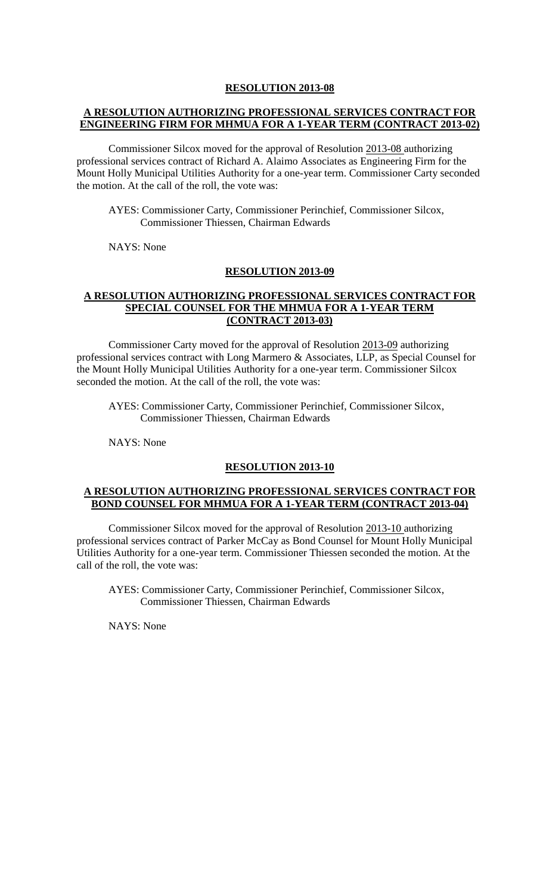**RESOLUTION 2013-08**

**A RESOLUTION AUTHORIZING PROFESSIONAL SERVICES CONTRACT FOR ENGINEERING FIRM FOR MHMUA FOR A 1-YEAR TERM (CONTRACT 2013-02)**

Commissioner Silcox moved for the approval of Resolution 2013-08 authorizing professional services contract of Richard A. Alaimo Associates as Engineering Firm for the Mount Holly Municipal Utilities Authority for a one-year term. Commissioner Carty seconded the motion. At the call of the roll, the vote was:

AYES: Commissioner Carty, Commissioner Perinchief, Commissioner Silcox, Commissioner Thiessen, Chairman Edwards

NAYS: None

**RESOLUTION 2013-09**

**A RESOLUTION AUTHORIZING PROFESSIONAL SERVICES CONTRACT FOR SPECIAL COUNSEL FOR THE MHMUA FOR A 1-YEAR TERM (CONTRACT 2013-03)**

Commissioner Carty moved for the approval of Resolution 2013-09 authorizing professional services contract with Long Marmero & Associates, LLP, as Special Counsel for the Mount Holly Municipal Utilities Authority for a one-year term. Commissioner Silcox seconded the motion. At the call of the roll, the vote was:

AYES: Commissioner Carty, Commissioner Perinchief, Commissioner Silcox, Commissioner Thiessen, Chairman Edwards

NAYS: None

**RESOLUTION 2013-10**

**A RESOLUTION AUTHORIZING PROFESSIONAL SERVICES CONTRACT FOR BOND COUNSEL FOR MHMUA FOR A 1-YEAR TERM (CONTRACT 2013-04)**

Commissioner Silcox moved for the approval of Resolution 2013-10 authorizing professional services contract of Parker McCay as Bond Counsel for Mount Holly Municipal Utilities Authority for a one-year term. Commissioner Thiessen seconded the motion. At the call of the roll, the vote was:

AYES: Commissioner Carty, Commissioner Perinchief, Commissioner Silcox, Commissioner Thiessen, Chairman Edwards

NAYS: None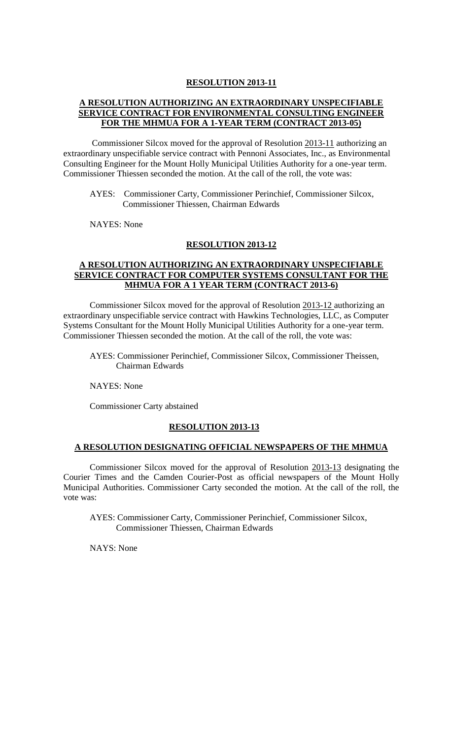**RESOLUTION 2013-11**

**A RESOLUTION AUTHORIZING AN EXTRAORDINARY UNSPECIFIABLE SERVICE CONTRACT FOR ENVIRONMENTAL CONSULTING ENGINEER FOR THE MHMUA FOR A 1-YEAR TERM (CONTRACT 2013-05)**

Commissioner Silcox moved for the approval of Resolution 2013-11 authorizing an extraordinary unspecifiable service contract with Pennoni Associates, Inc., as Environmental Consulting Engineer for the Mount Holly Municipal Utilities Authority for a one-year term. Commissioner Thiessen seconded the motion. At the call of the roll, the vote was:

AYES: Commissioner Carty, Commissioner Perinchief, Commissioner Silcox, Commissioner Thiessen, Chairman Edwards

NAYES: None

**RESOLUTION 2013-12**

**A RESOLUTION AUTHORIZING AN EXTRAORDINARY UNSPECIFIABLE SERVICE CONTRACT FOR COMPUTER SYSTEMS CONSULTANT FOR THE MHMUA FOR A 1 YEAR TERM (CONTRACT 2013-6)**

Commissioner Silcox moved for the approval of Resolution 2013-12 authorizing an extraordinary unspecifiable service contract with Hawkins Technologies, LLC, as Computer Systems Consultant for the Mount Holly Municipal Utilities Authority for a one-year term. Commissioner Thiessen seconded the motion. At the call of the roll, the vote was:

AYES: Commissioner Perinchief, Commissioner Silcox, Commissioner Theissen, Chairman Edwards

NAYES: None

Commissioner Carty abstained

**RESOLUTION 2013-13**

**A RESOLUTION DESIGNATING OFFICIAL NEWSPAPERS OF THE MHMUA**

Commissioner Silcox moved for the approval of Resolution 2013-13 designating the Courier Times and the Camden Courier-Post as official newspapers of the Mount Holly Municipal Authorities. Commissioner Carty seconded the motion. At the call of the roll, the vote was:

AYES: Commissioner Carty, Commissioner Perinchief, Commissioner Silcox, Commissioner Thiessen, Chairman Edwards

NAYS: None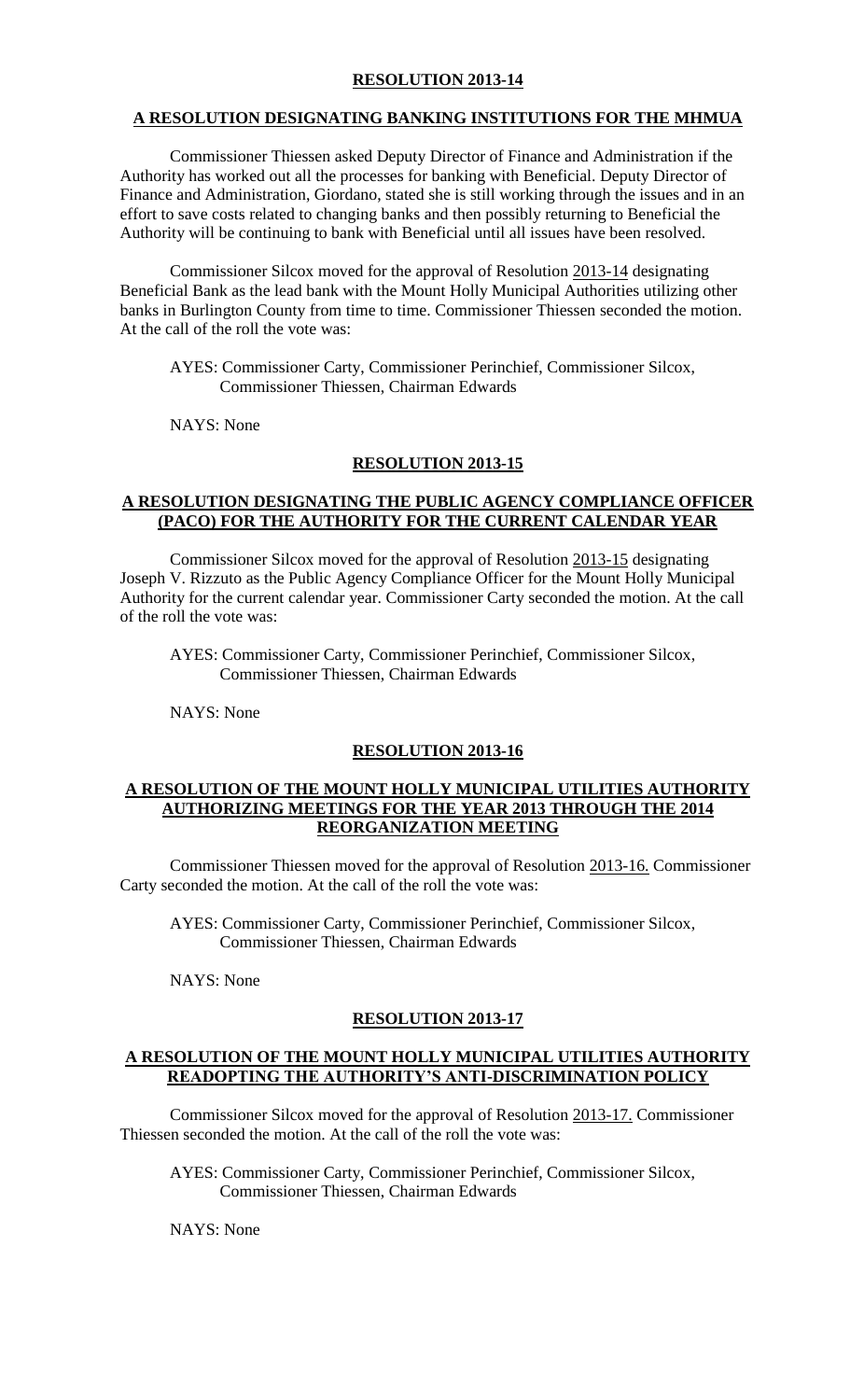**RESOLUTION 2013-14**

**A RESOLUTION DESIGNATING BANKING INSTITUTIONS FOR THE MHMUA**

Commissioner Thiessen asked Deputy Director of Finance and Administration if the Authority has worked out all the processes for banking with Beneficial. Deputy Director of Finance and Administration, Giordano, stated she is still working through the issues and in an effort to save costs related to changing banks and then possibly returning to Beneficial the Authority will be continuing to bank with Beneficial until all issues have been resolved.

Commissioner Silcox moved for the approval of Resolution 2013-14 designating Beneficial Bank as the lead bank with the Mount Holly Municipal Authorities utilizing other banks in Burlington County from time to time. Commissioner Thiessen seconded the motion. At the call of the roll the vote was:

AYES: Commissioner Carty, Commissioner Perinchief, Commissioner Silcox, Commissioner Thiessen, Chairman Edwards

NAYS: None

**RESOLUTION 2013-15**

**A RESOLUTION DESIGNATING THE PUBLIC AGENCY COMPLIANCE OFFICER (PACO) FOR THE AUTHORITY FOR THE CURRENT CALENDAR YEAR**

Commissioner Silcox moved for the approval of Resolution 2013-15 designating Joseph V. Rizzuto as the Public Agency Compliance Officer for the Mount Holly Municipal Authority for the current calendar year. Commissioner Carty seconded the motion. At the call of the roll the vote was:

AYES: Commissioner Carty, Commissioner Perinchief, Commissioner Silcox, Commissioner Thiessen, Chairman Edwards

NAYS: None

**RESOLUTION 2013-16**

**A RESOLUTION OF THE MOUNT HOLLY MUNICIPAL UTILITIES AUTHORITY AUTHORIZING MEETINGS FOR THE YEAR 2013 THROUGH THE 2014 REORGANIZATION MEETING**

Commissioner Thiessen moved for the approval of Resolution 2013-16. Commissioner Carty seconded the motion. At the call of the roll the vote was:

AYES: Commissioner Carty, Commissioner Perinchief, Commissioner Silcox, Commissioner Thiessen, Chairman Edwards

NAYS: None

**RESOLUTION 2013-17**

**A RESOLUTION OF THE MOUNT HOLLY MUNICIPAL UTILITIES AUTHORITY READOPTING THE AUTHORITY'S ANTI-DISCRIMINATION POLICY**

Commissioner Silcox moved for the approval of Resolution 2013-17. Commissioner Thiessen seconded the motion. At the call of the roll the vote was:

AYES: Commissioner Carty, Commissioner Perinchief, Commissioner Silcox, Commissioner Thiessen, Chairman Edwards

NAYS: None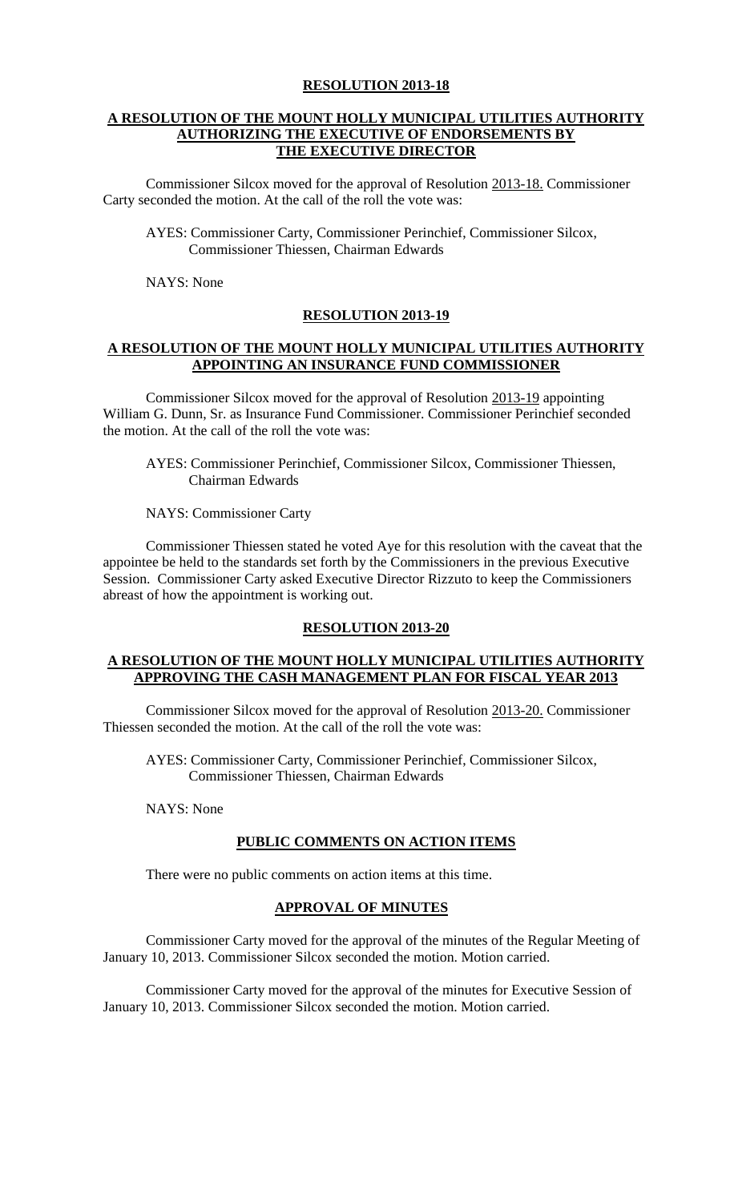**RESOLUTION 2013-18**

**A RESOLUTION OF THE MOUNT HOLLY MUNICIPAL UTILITIES AUTHORITY AUTHORIZING THE EXECUTIVE OF ENDORSEMENTS BY THE EXECUTIVE DIRECTOR**

Commissioner Silcox moved for the approval of Resolution 2013-18. Commissioner Carty seconded the motion. At the call of the roll the vote was:

AYES: Commissioner Carty, Commissioner Perinchief, Commissioner Silcox, Commissioner Thiessen, Chairman Edwards

NAYS: None

**RESOLUTION 2013-19**

**A RESOLUTION OF THE MOUNT HOLLY MUNICIPAL UTILITIES AUTHORITY APPOINTING AN INSURANCE FUND COMMISSIONER**

Commissioner Silcox moved for the approval of Resolution 2013-19 appointing William G. Dunn, Sr. as Insurance Fund Commissioner. Commissioner Perinchief seconded the motion. At the call of the roll the vote was:

AYES: Commissioner Perinchief, Commissioner Silcox, Commissioner Thiessen, Chairman Edwards

NAYS: Commissioner Carty

Commissioner Thiessen stated he voted Aye for this resolution with the caveat that the appointee be held to the standards set forth by the Commissioners in the previous Executive Session. Commissioner Carty asked Executive Director Rizzuto to keep the Commissioners abreast of how the appointment is working out.

**RESOLUTION 2013-20**

**A RESOLUTION OF THE MOUNT HOLLY MUNICIPAL UTILITIES AUTHORITY APPROVING THE CASH MANAGEMENT PLAN FOR FISCAL YEAR 2013**

Commissioner Silcox moved for the approval of Resolution 2013-20. Commissioner Thiessen seconded the motion. At the call of the roll the vote was:

AYES: Commissioner Carty, Commissioner Perinchief, Commissioner Silcox, Commissioner Thiessen, Chairman Edwards

NAYS: None

**PUBLIC COMMENTS ON ACTION ITEMS**

There were no public comments on action items at this time.

**APPROVAL OF MINUTES**

Commissioner Carty moved for the approval of the minutes of the Regular Meeting of January 10, 2013. Commissioner Silcox seconded the motion. Motion carried.

Commissioner Carty moved for the approval of the minutes for Executive Session of January 10, 2013. Commissioner Silcox seconded the motion. Motion carried.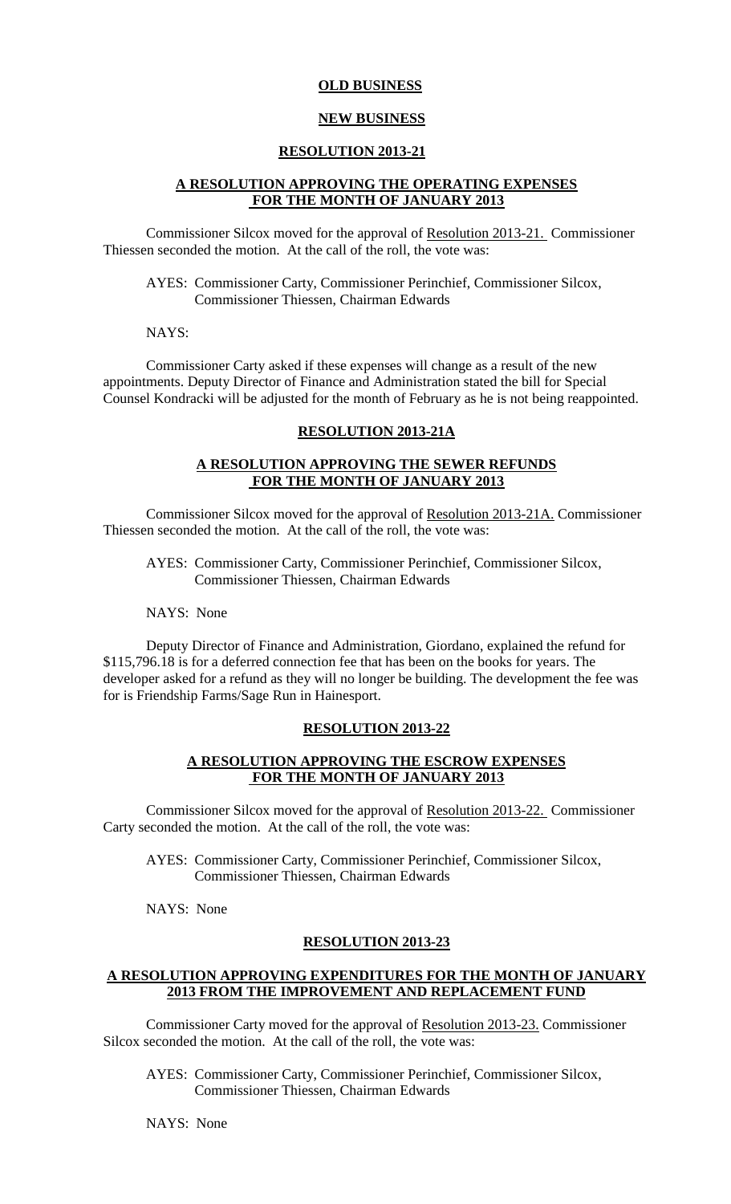**OLD BUSINESS**

**NEW BUSINESS**

**RESOLUTION 2013-21**

**A RESOLUTION APPROVING THE OPERATING EXPENSES FOR THE MONTH OF JANUARY 2013**

Commissioner Silcox moved for the approval of Resolution 2013-21. Commissioner Thiessen seconded the motion. At the call of the roll, the vote was:

AYES: Commissioner Carty, Commissioner Perinchief, Commissioner Silcox, Commissioner Thiessen, Chairman Edwards

NAYS:

Commissioner Carty asked if these expenses will change as a result of the new appointments. Deputy Director of Finance and Administration stated the bill for Special Counsel Kondracki will be adjusted for the month of February as he is not being reappointed.

**RESOLUTION 2013-21A**

**A RESOLUTION APPROVING THE SEWER REFUNDS FOR THE MONTH OF JANUARY 2013**

Commissioner Silcox moved for the approval of Resolution 2013-21A. Commissioner Thiessen seconded the motion. At the call of the roll, the vote was:

AYES: Commissioner Carty, Commissioner Perinchief, Commissioner Silcox, Commissioner Thiessen, Chairman Edwards

NAYS: None

Deputy Director of Finance and Administration, Giordano, explained the refund for $115,796.18 is for a deferred connection fee that has been on the books for years. The developer asked for a refund as they will no longer be building. The development the fee was for is Friendship Farms/Sage Run in Hainesport.

**RESOLUTION 2013-22**

**A RESOLUTION APPROVING THE ESCROW EXPENSES FOR THE MONTH OF JANUARY 2013**

Commissioner Silcox moved for the approval of Resolution 2013-22. Commissioner Carty seconded the motion. At the call of the roll, the vote was:

AYES: Commissioner Carty, Commissioner Perinchief, Commissioner Silcox, Commissioner Thiessen, Chairman Edwards

NAYS: None

**RESOLUTION 2013-23**

**A RESOLUTION APPROVING EXPENDITURES FOR THE MONTH OF JANUARY 2013 FROM THE IMPROVEMENT AND REPLACEMENT FUND**

Commissioner Carty moved for the approval of Resolution 2013-23. Commissioner Silcox seconded the motion. At the call of the roll, the vote was:

AYES: Commissioner Carty, Commissioner Perinchief, Commissioner Silcox, Commissioner Thiessen, Chairman Edwards

NAYS: None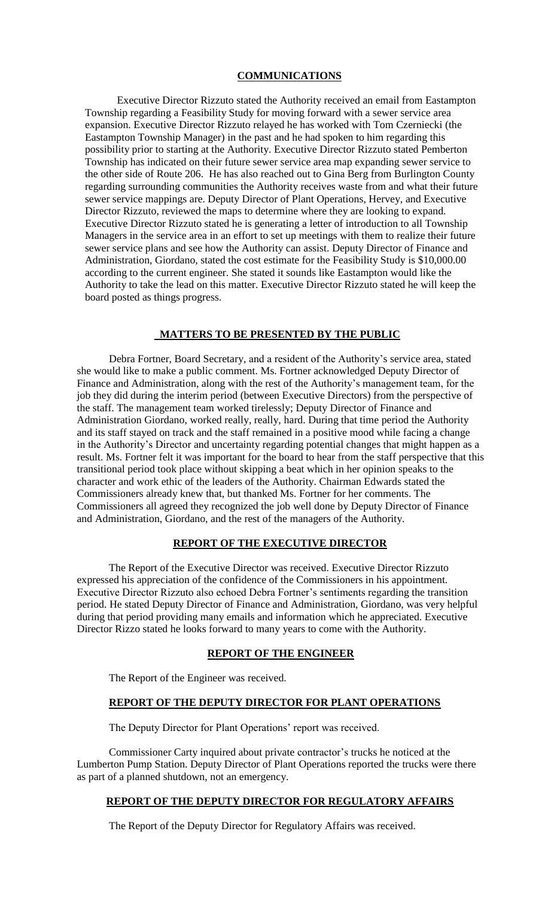## COMMUNICATIONS

Executive Director Rizzuto stated the Authority received an email from Eastampton Township regarding a Feasibility Study for moving forward with a sewer service area expansion. Executive Director Rizzuto relayed he has worked with Tom Czerniecki (the Eastampton Township Manager) in the past and he had spoken to him regarding this possibility prior to starting at the Authority. Executive Director Rizzuto stated Pemberton Township has indicated on their future sewer service area map expanding sewer service to the other side of Route 206. He has also reached out to Gina Berg from Burlington County regarding surrounding communities the Authority receives waste from and what their future sewer service mappings are. Deputy Director of Plant Operations, Hervey, and Executive Director Rizzuto, reviewed the maps to determine where they are looking to expand. Executive Director Rizzuto stated he is generating a letter of introduction to all Township Managers in the service area in an effort to set up meetings with them to realize their future sewer service plans and see how the Authority can assist. Deputy Director of Finance and Administration, Giordano, stated the cost estimate for the Feasibility Study is $10,000.00 according to the current engineer. She stated it sounds like Eastampton would like the Authority to take the lead on this matter. Executive Director Rizzuto stated he will keep the board posted as things progress.

## MATTERS TO BE PRESENTED BY THE PUBLIC

Debra Fortner, Board Secretary, and a resident of the Authority's service area, stated she would like to make a public comment. Ms. Fortner acknowledged Deputy Director of Finance and Administration, along with the rest of the Authority's management team, for the job they did during the interim period (between Executive Directors) from the perspective of the staff. The management team worked tirelessly; Deputy Director of Finance and Administration Giordano, worked really, really, hard. During that time period the Authority and its staff stayed on track and the staff remained in a positive mood while facing a change in the Authority's Director and uncertainty regarding potential changes that might happen as a result. Ms. Fortner felt it was important for the board to hear from the staff perspective that this transitional period took place without skipping a beat which in her opinion speaks to the character and work ethic of the leaders of the Authority. Chairman Edwards stated the Commissioners already knew that, but thanked Ms. Fortner for her comments. The Commissioners all agreed they recognized the job well done by Deputy Director of Finance and Administration, Giordano, and the rest of the managers of the Authority.

## REPORT OF THE EXECUTIVE DIRECTOR

The Report of the Executive Director was received. Executive Director Rizzuto expressed his appreciation of the confidence of the Commissioners in his appointment. Executive Director Rizzuto also echoed Debra Fortner's sentiments regarding the transition period. He stated Deputy Director of Finance and Administration, Giordano, was very helpful during that period providing many emails and information which he appreciated. Executive Director Rizzo stated he looks forward to many years to come with the Authority.

## REPORT OF THE ENGINEER

The Report of the Engineer was received.

## REPORT OF THE DEPUTY DIRECTOR FOR PLANT OPERATIONS

The Deputy Director for Plant Operations' report was received.

Commissioner Carty inquired about private contractor's trucks he noticed at the Lumberton Pump Station. Deputy Director of Plant Operations reported the trucks were there as part of a planned shutdown, not an emergency.

## REPORT OF THE DEPUTY DIRECTOR FOR REGULATORY AFFAIRS

The Report of the Deputy Director for Regulatory Affairs was received.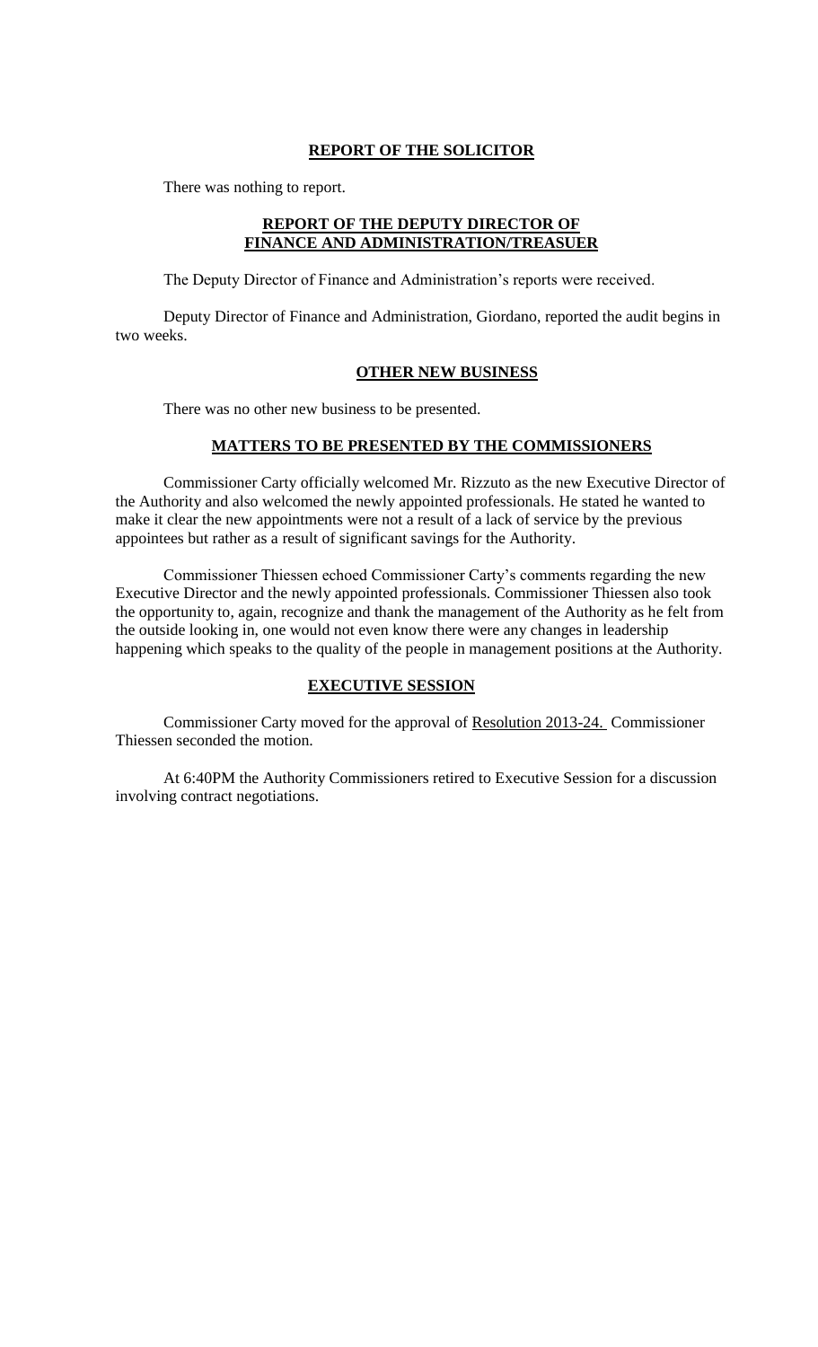## **REPORT OF THE SOLICITOR**

There was nothing to report.

## **REPORT OF THE DEPUTY DIRECTOR OF FINANCE AND ADMINISTRATION/TREASUER**

The Deputy Director of Finance and Administration's reports were received.

Deputy Director of Finance and Administration, Giordano, reported the audit begins in two weeks.

## **OTHER NEW BUSINESS**

There was no other new business to be presented.

## **MATTERS TO BE PRESENTED BY THE COMMISSIONERS**

Commissioner Carty officially welcomed Mr. Rizzuto as the new Executive Director of the Authority and also welcomed the newly appointed professionals. He stated he wanted to make it clear the new appointments were not a result of a lack of service by the previous appointees but rather as a result of significant savings for the Authority.

Commissioner Thiessen echoed Commissioner Carty's comments regarding the new Executive Director and the newly appointed professionals. Commissioner Thiessen also took the opportunity to, again, recognize and thank the management of the Authority as he felt from the outside looking in, one would not even know there were any changes in leadership happening which speaks to the quality of the people in management positions at the Authority.

## **EXECUTIVE SESSION**

Commissioner Carty moved for the approval of Resolution 2013-24. Commissioner Thiessen seconded the motion.

At 6:40PM the Authority Commissioners retired to Executive Session for a discussion involving contract negotiations.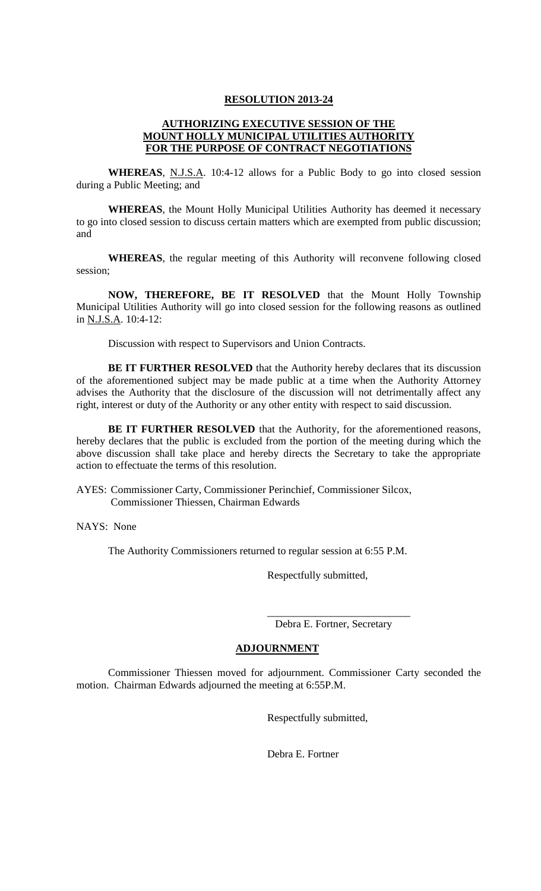## RESOLUTION 2013-24

## AUTHORIZING EXECUTIVE SESSION OF THE MOUNT HOLLY MUNICIPAL UTILITIES AUTHORITY FOR THE PURPOSE OF CONTRACT NEGOTIATIONS

**WHEREAS**, N.J.S.A. 10:4-12 allows for a Public Body to go into closed session during a Public Meeting; and

**WHEREAS**, the Mount Holly Municipal Utilities Authority has deemed it necessary to go into closed session to discuss certain matters which are exempted from public discussion; and

**WHEREAS**, the regular meeting of this Authority will reconvene following closed session;

**NOW, THEREFORE, BE IT RESOLVED** that the Mount Holly Township Municipal Utilities Authority will go into closed session for the following reasons as outlined in N.J.S.A. 10:4-12:

Discussion with respect to Supervisors and Union Contracts.

**BE IT FURTHER RESOLVED** that the Authority hereby declares that its discussion of the aforementioned subject may be made public at a time when the Authority Attorney advises the Authority that the disclosure of the discussion will not detrimentally affect any right, interest or duty of the Authority or any other entity with respect to said discussion.

**BE IT FURTHER RESOLVED** that the Authority, for the aforementioned reasons, hereby declares that the public is excluded from the portion of the meeting during which the above discussion shall take place and hereby directs the Secretary to take the appropriate action to effectuate the terms of this resolution.

AYES: Commissioner Carty, Commissioner Perinchief, Commissioner Silcox, Commissioner Thiessen, Chairman Edwards

NAYS: None

The Authority Commissioners returned to regular session at 6:55 P.M.

Respectfully submitted,

\_\_\_\_\_\_\_\_\_\_\_\_\_\_\_\_\_\_\_\_\_\_\_\_\_\_\_

Debra E. Fortner, Secretary

## ADJOURNMENT

Commissioner Thiessen moved for adjournment. Commissioner Carty seconded the motion. Chairman Edwards adjourned the meeting at 6:55P.M.

Respectfully submitted,

Debra E. Fortner